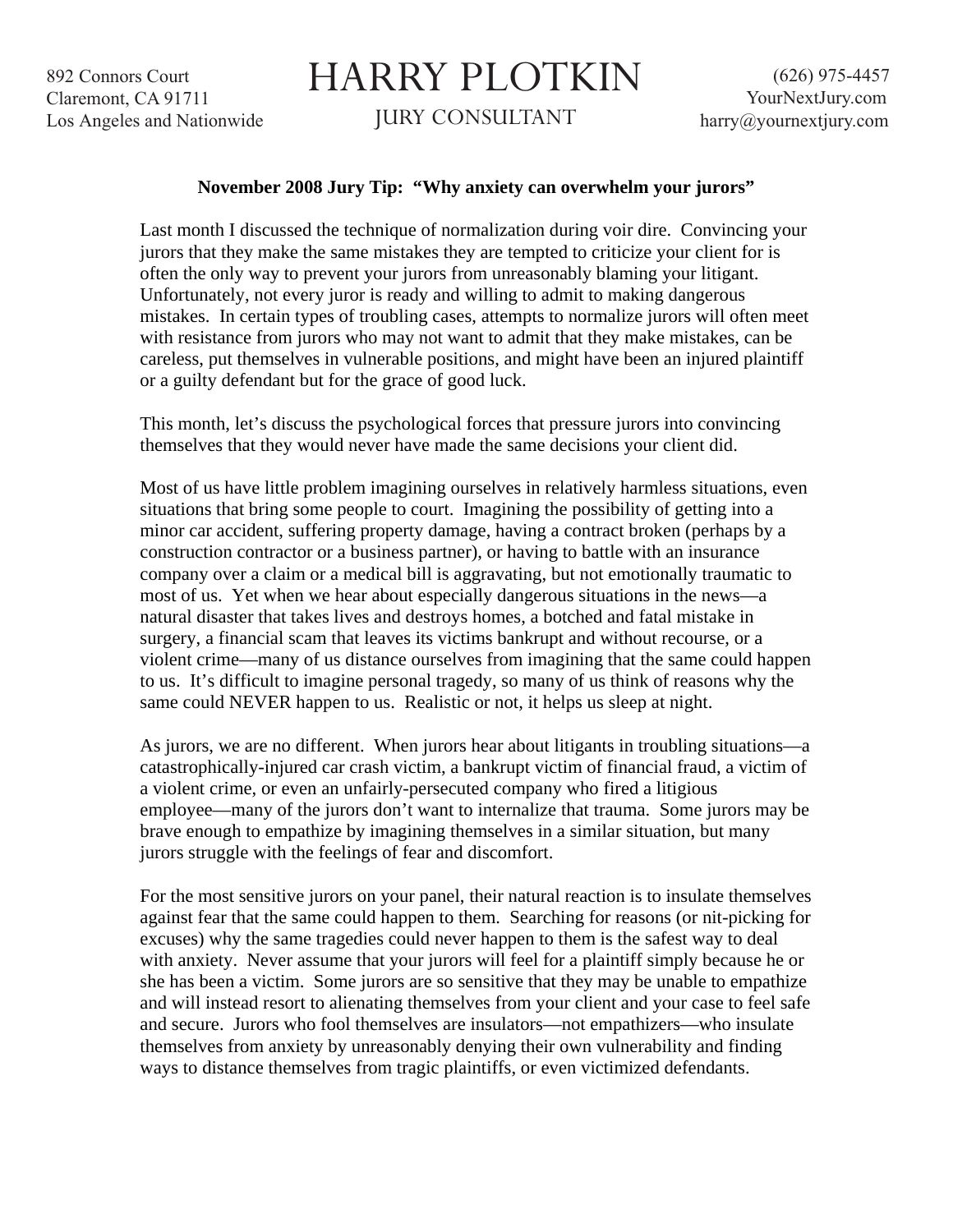892 Connors Court
Claremont, CA 91711
Los Angeles and Nationwide

# HARRY PLOTKIN

JURY CONSULTANT

(626) 975-4457
YourNextJury.com
harry@yournextjury.com

**November 2008 Jury Tip: "Why anxiety can overwhelm your jurors"**

Last month I discussed the technique of normalization during voir dire. Convincing your jurors that they make the same mistakes they are tempted to criticize your client for is often the only way to prevent your jurors from unreasonably blaming your litigant. Unfortunately, not every juror is ready and willing to admit to making dangerous mistakes. In certain types of troubling cases, attempts to normalize jurors will often meet with resistance from jurors who may not want to admit that they make mistakes, can be careless, put themselves in vulnerable positions, and might have been an injured plaintiff or a guilty defendant but for the grace of good luck.

This month, let's discuss the psychological forces that pressure jurors into convincing themselves that they would never have made the same decisions your client did.

Most of us have little problem imagining ourselves in relatively harmless situations, even situations that bring some people to court. Imagining the possibility of getting into a minor car accident, suffering property damage, having a contract broken (perhaps by a construction contractor or a business partner), or having to battle with an insurance company over a claim or a medical bill is aggravating, but not emotionally traumatic to most of us. Yet when we hear about especially dangerous situations in the news—a natural disaster that takes lives and destroys homes, a botched and fatal mistake in surgery, a financial scam that leaves its victims bankrupt and without recourse, or a violent crime—many of us distance ourselves from imagining that the same could happen to us. It's difficult to imagine personal tragedy, so many of us think of reasons why the same could NEVER happen to us. Realistic or not, it helps us sleep at night.

As jurors, we are no different. When jurors hear about litigants in troubling situations—a catastrophically-injured car crash victim, a bankrupt victim of financial fraud, a victim of a violent crime, or even an unfairly-persecuted company who fired a litigious employee—many of the jurors don't want to internalize that trauma. Some jurors may be brave enough to empathize by imagining themselves in a similar situation, but many jurors struggle with the feelings of fear and discomfort.

For the most sensitive jurors on your panel, their natural reaction is to insulate themselves against fear that the same could happen to them. Searching for reasons (or nit-picking for excuses) why the same tragedies could never happen to them is the safest way to deal with anxiety. Never assume that your jurors will feel for a plaintiff simply because he or she has been a victim. Some jurors are so sensitive that they may be unable to empathize and will instead resort to alienating themselves from your client and your case to feel safe and secure. Jurors who fool themselves are insulators—not empathizers—who insulate themselves from anxiety by unreasonably denying their own vulnerability and finding ways to distance themselves from tragic plaintiffs, or even victimized defendants.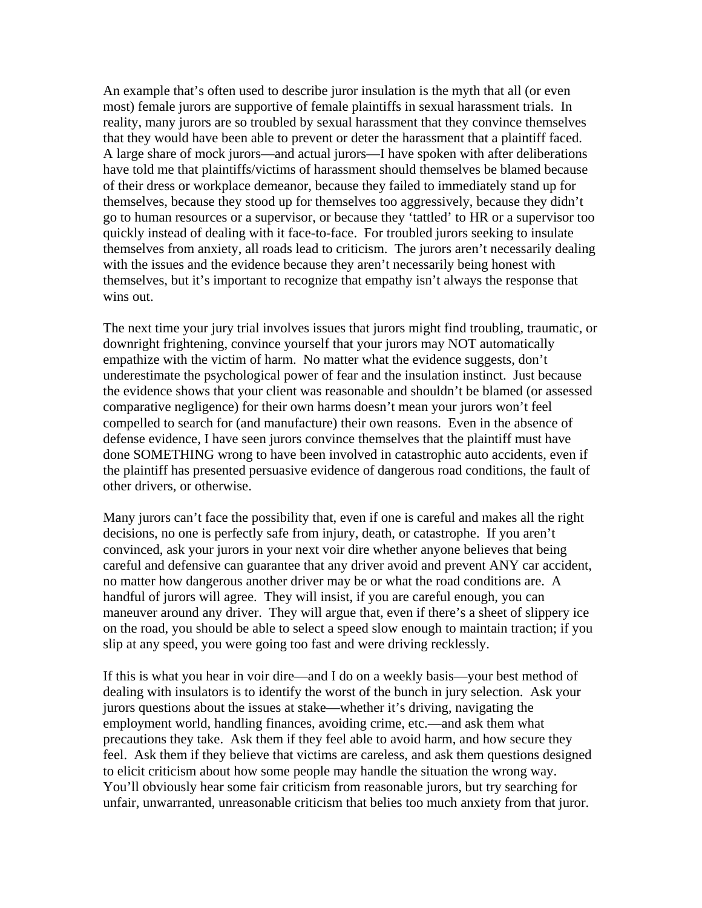An example that's often used to describe juror insulation is the myth that all (or even most) female jurors are supportive of female plaintiffs in sexual harassment trials. In reality, many jurors are so troubled by sexual harassment that they convince themselves that they would have been able to prevent or deter the harassment that a plaintiff faced. A large share of mock jurors—and actual jurors—I have spoken with after deliberations have told me that plaintiffs/victims of harassment should themselves be blamed because of their dress or workplace demeanor, because they failed to immediately stand up for themselves, because they stood up for themselves too aggressively, because they didn't go to human resources or a supervisor, or because they 'tattled' to HR or a supervisor too quickly instead of dealing with it face-to-face. For troubled jurors seeking to insulate themselves from anxiety, all roads lead to criticism. The jurors aren't necessarily dealing with the issues and the evidence because they aren't necessarily being honest with themselves, but it's important to recognize that empathy isn't always the response that wins out.

The next time your jury trial involves issues that jurors might find troubling, traumatic, or downright frightening, convince yourself that your jurors may NOT automatically empathize with the victim of harm. No matter what the evidence suggests, don't underestimate the psychological power of fear and the insulation instinct. Just because the evidence shows that your client was reasonable and shouldn't be blamed (or assessed comparative negligence) for their own harms doesn't mean your jurors won't feel compelled to search for (and manufacture) their own reasons. Even in the absence of defense evidence, I have seen jurors convince themselves that the plaintiff must have done SOMETHING wrong to have been involved in catastrophic auto accidents, even if the plaintiff has presented persuasive evidence of dangerous road conditions, the fault of other drivers, or otherwise.

Many jurors can't face the possibility that, even if one is careful and makes all the right decisions, no one is perfectly safe from injury, death, or catastrophe. If you aren't convinced, ask your jurors in your next voir dire whether anyone believes that being careful and defensive can guarantee that any driver avoid and prevent ANY car accident, no matter how dangerous another driver may be or what the road conditions are. A handful of jurors will agree. They will insist, if you are careful enough, you can maneuver around any driver. They will argue that, even if there's a sheet of slippery ice on the road, you should be able to select a speed slow enough to maintain traction; if you slip at any speed, you were going too fast and were driving recklessly.

If this is what you hear in voir dire—and I do on a weekly basis—your best method of dealing with insulators is to identify the worst of the bunch in jury selection. Ask your jurors questions about the issues at stake—whether it's driving, navigating the employment world, handling finances, avoiding crime, etc.—and ask them what precautions they take. Ask them if they feel able to avoid harm, and how secure they feel. Ask them if they believe that victims are careless, and ask them questions designed to elicit criticism about how some people may handle the situation the wrong way. You'll obviously hear some fair criticism from reasonable jurors, but try searching for unfair, unwarranted, unreasonable criticism that belies too much anxiety from that juror.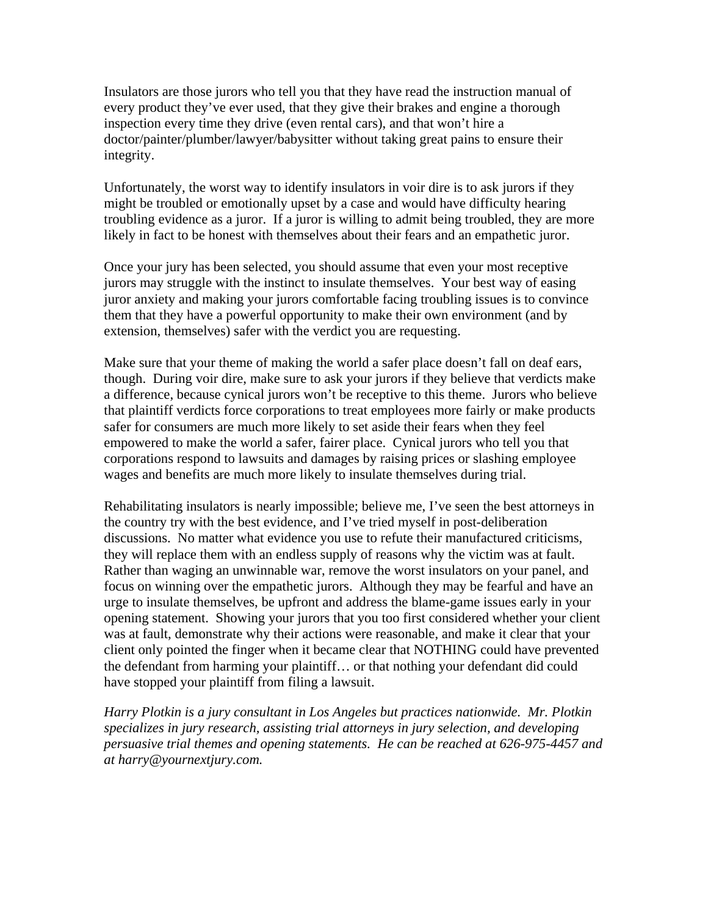Insulators are those jurors who tell you that they have read the instruction manual of every product they've ever used, that they give their brakes and engine a thorough inspection every time they drive (even rental cars), and that won't hire a doctor/painter/plumber/lawyer/babysitter without taking great pains to ensure their integrity.

Unfortunately, the worst way to identify insulators in voir dire is to ask jurors if they might be troubled or emotionally upset by a case and would have difficulty hearing troubling evidence as a juror. If a juror is willing to admit being troubled, they are more likely in fact to be honest with themselves about their fears and an empathetic juror.

Once your jury has been selected, you should assume that even your most receptive jurors may struggle with the instinct to insulate themselves. Your best way of easing juror anxiety and making your jurors comfortable facing troubling issues is to convince them that they have a powerful opportunity to make their own environment (and by extension, themselves) safer with the verdict you are requesting.

Make sure that your theme of making the world a safer place doesn't fall on deaf ears, though. During voir dire, make sure to ask your jurors if they believe that verdicts make a difference, because cynical jurors won't be receptive to this theme. Jurors who believe that plaintiff verdicts force corporations to treat employees more fairly or make products safer for consumers are much more likely to set aside their fears when they feel empowered to make the world a safer, fairer place. Cynical jurors who tell you that corporations respond to lawsuits and damages by raising prices or slashing employee wages and benefits are much more likely to insulate themselves during trial.

Rehabilitating insulators is nearly impossible; believe me, I've seen the best attorneys in the country try with the best evidence, and I've tried myself in post-deliberation discussions. No matter what evidence you use to refute their manufactured criticisms, they will replace them with an endless supply of reasons why the victim was at fault. Rather than waging an unwinnable war, remove the worst insulators on your panel, and focus on winning over the empathetic jurors. Although they may be fearful and have an urge to insulate themselves, be upfront and address the blame-game issues early in your opening statement. Showing your jurors that you too first considered whether your client was at fault, demonstrate why their actions were reasonable, and make it clear that your client only pointed the finger when it became clear that NOTHING could have prevented the defendant from harming your plaintiff… or that nothing your defendant did could have stopped your plaintiff from filing a lawsuit.

*Harry Plotkin is a jury consultant in Los Angeles but practices nationwide. Mr. Plotkin specializes in jury research, assisting trial attorneys in jury selection, and developing persuasive trial themes and opening statements. He can be reached at 626-975-4457 and at harry@yournextjury.com.*